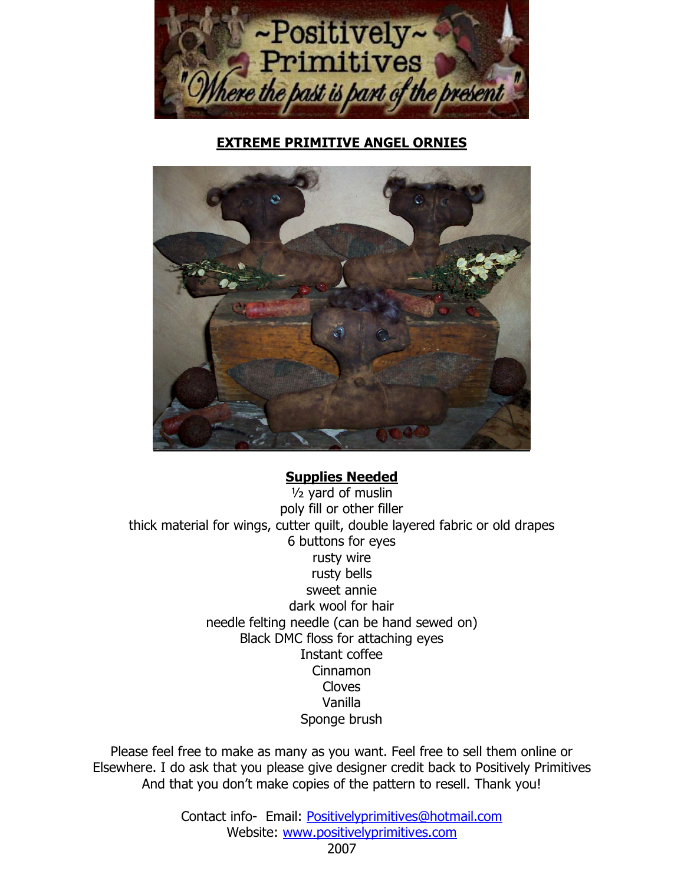# EXTREME PRIMITIVE ANGEL ORNIES

## Supplies Needed

½ yard of muslin
poly fill or other filler
thick material for wings, cutter quilt, double layered fabric or old drapes
6 buttons for eyes
rusty wire
rusty bells
sweet annie
dark wool for hair
needle felting needle (can be hand sewed on)
Black DMC floss for attaching eyes
Instant coffee
Cinnamon
Cloves
Vanilla
Sponge brush

Please feel free to make as many as you want. Feel free to sell them online or Elsewhere. I do ask that you please give designer credit back to Positively Primitives And that you don't make copies of the pattern to resell. Thank you!

Contact info- Email: Positivelyprimitives@hotmail.com
Website: www.positivelyprimitives.com
2007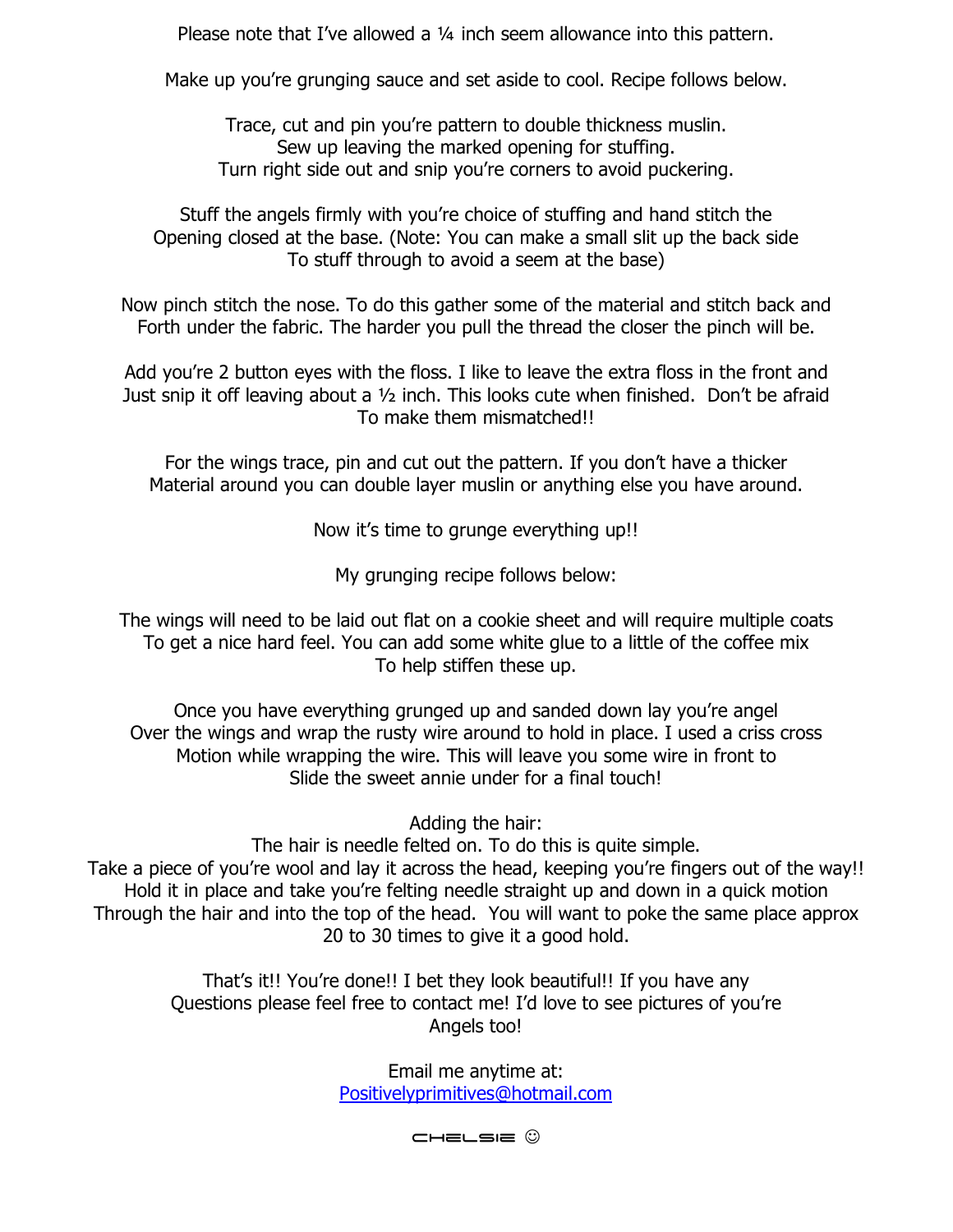Please note that I've allowed a ¼ inch seem allowance into this pattern.

Make up you're grunging sauce and set aside to cool. Recipe follows below.

Trace, cut and pin you're pattern to double thickness muslin.
Sew up leaving the marked opening for stuffing.
Turn right side out and snip you're corners to avoid puckering.

Stuff the angels firmly with you're choice of stuffing and hand stitch the
Opening closed at the base. (Note: You can make a small slit up the back side
To stuff through to avoid a seem at the base)

Now pinch stitch the nose. To do this gather some of the material and stitch back and
Forth under the fabric. The harder you pull the thread the closer the pinch will be.

Add you're 2 button eyes with the floss. I like to leave the extra floss in the front and
Just snip it off leaving about a ½ inch. This looks cute when finished. Don't be afraid
To make them mismatched!!

For the wings trace, pin and cut out the pattern. If you don't have a thicker
Material around you can double layer muslin or anything else you have around.

Now it's time to grunge everything up!!

My grunging recipe follows below:

The wings will need to be laid out flat on a cookie sheet and will require multiple coats
To get a nice hard feel. You can add some white glue to a little of the coffee mix
To help stiffen these up.

Once you have everything grunged up and sanded down lay you're angel
Over the wings and wrap the rusty wire around to hold in place. I used a criss cross
Motion while wrapping the wire. This will leave you some wire in front to
Slide the sweet annie under for a final touch!

Adding the hair:
The hair is needle felted on. To do this is quite simple.
Take a piece of you're wool and lay it across the head, keeping you're fingers out of the way!!
Hold it in place and take you're felting needle straight up and down in a quick motion
Through the hair and into the top of the head. You will want to poke the same place approx
20 to 30 times to give it a good hold.

That's it!! You're done!! I bet they look beautiful!! If you have any
Questions please feel free to contact me! I'd love to see pictures of you're
Angels too!

Email me anytime at:
Positivelyprimitives@hotmail.com

CHELSIE ☺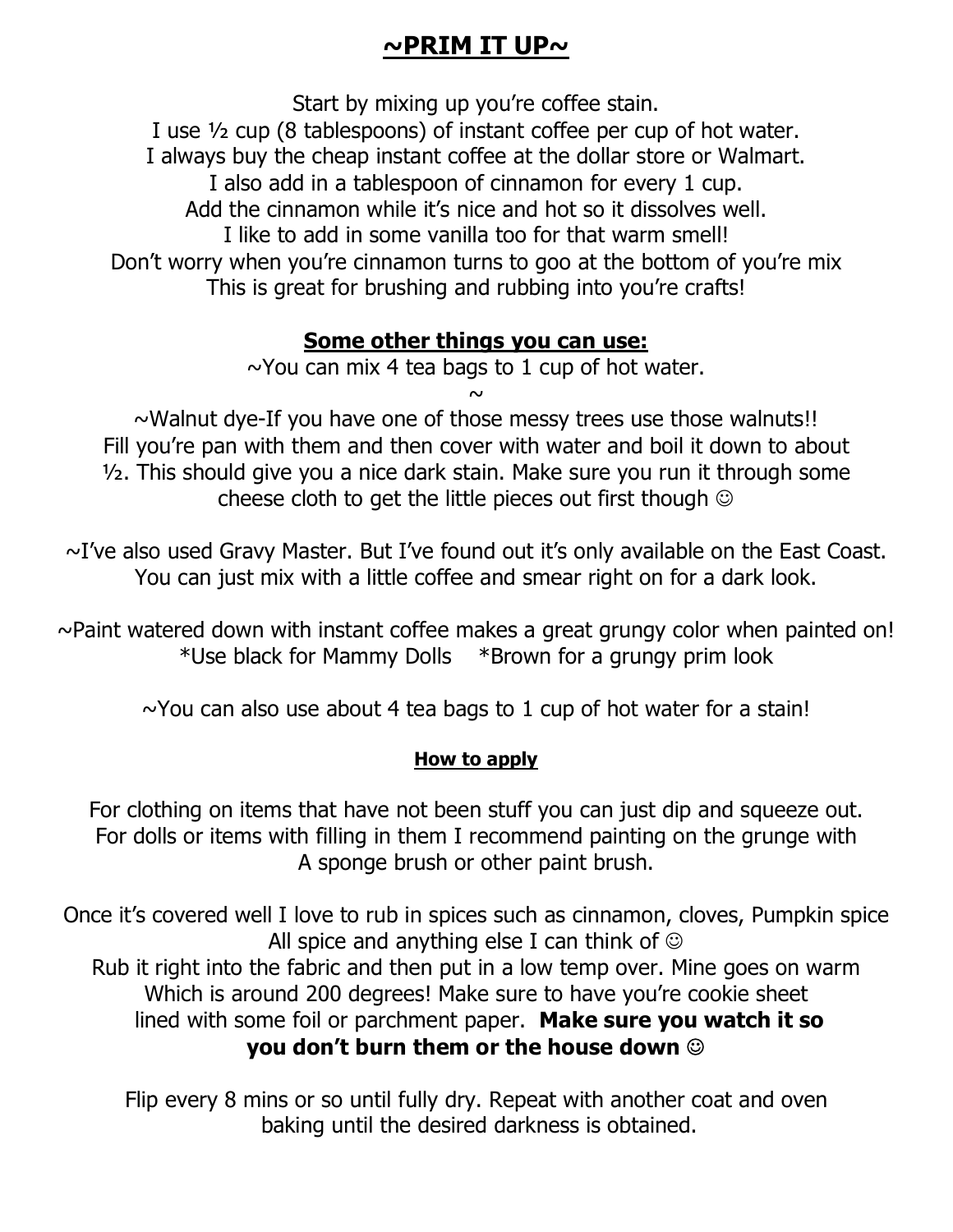# ~PRIM IT UP~

Start by mixing up you're coffee stain.
I use ½ cup (8 tablespoons) of instant coffee per cup of hot water.
I always buy the cheap instant coffee at the dollar store or Walmart.
I also add in a tablespoon of cinnamon for every 1 cup.
Add the cinnamon while it's nice and hot so it dissolves well.
I like to add in some vanilla too for that warm smell!
Don't worry when you're cinnamon turns to goo at the bottom of you're mix
This is great for brushing and rubbing into you're crafts!

## Some other things you can use:

~You can mix 4 tea bags to 1 cup of hot water.

~

~Walnut dye-If you have one of those messy trees use those walnuts!! Fill you're pan with them and then cover with water and boil it down to about ½. This should give you a nice dark stain. Make sure you run it through some cheese cloth to get the little pieces out first though ☺

~I've also used Gravy Master. But I've found out it's only available on the East Coast. You can just mix with a little coffee and smear right on for a dark look.

~Paint watered down with instant coffee makes a great grungy color when painted on!
*Use black for Mammy Dolls *Brown for a grungy prim look

~You can also use about 4 tea bags to 1 cup of hot water for a stain!

### How to apply

For clothing on items that have not been stuff you can just dip and squeeze out.
For dolls or items with filling in them I recommend painting on the grunge with A sponge brush or other paint brush.

Once it's covered well I love to rub in spices such as cinnamon, cloves, Pumpkin spice All spice and anything else I can think of ☺
Rub it right into the fabric and then put in a low temp over. Mine goes on warm Which is around 200 degrees! Make sure to have you're cookie sheet lined with some foil or parchment paper. **Make sure you watch it so you don't burn them or the house down** ☺

Flip every 8 mins or so until fully dry. Repeat with another coat and oven baking until the desired darkness is obtained.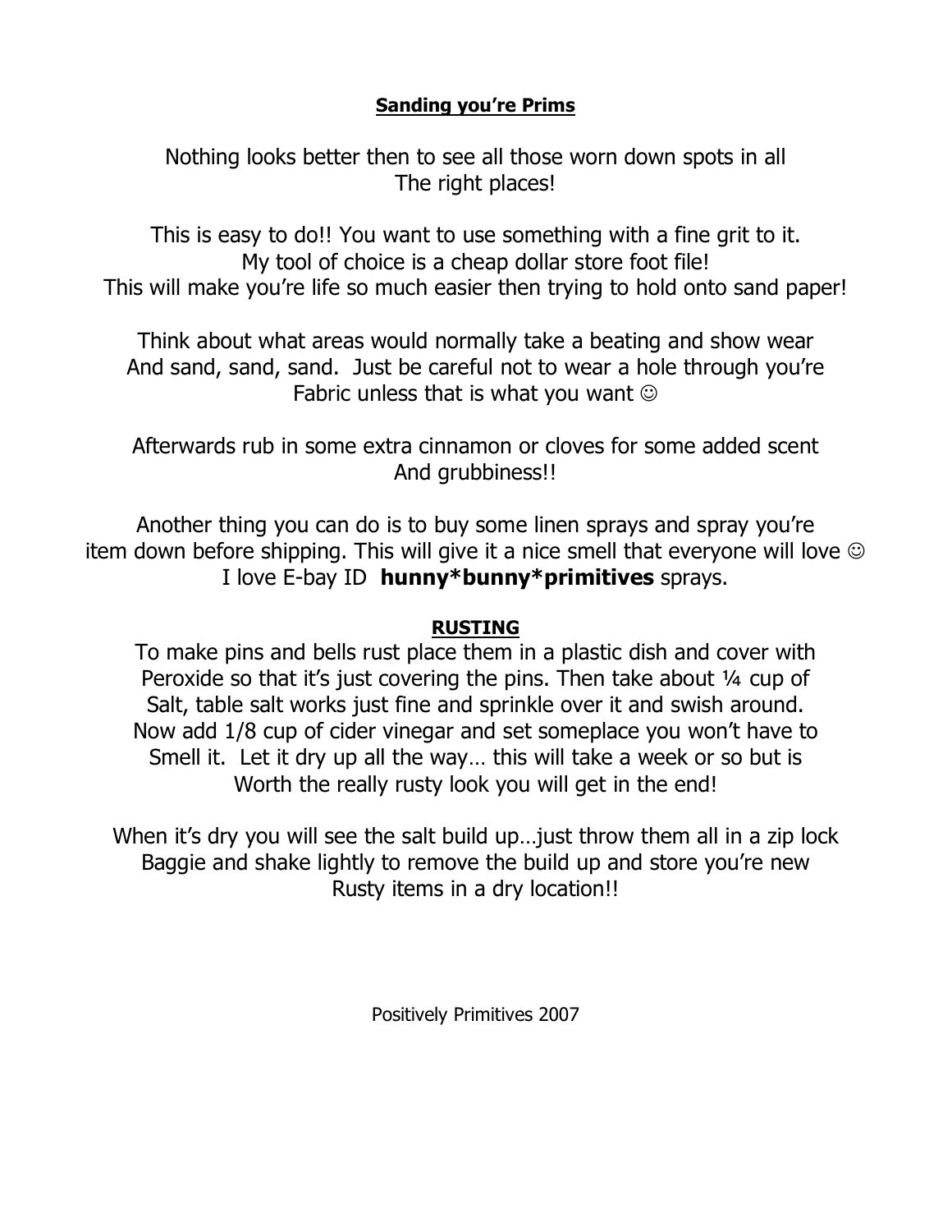## Sanding you're Prims

Nothing looks better then to see all those worn down spots in all The right places!

This is easy to do!! You want to use something with a fine grit to it. My tool of choice is a cheap dollar store foot file! This will make you're life so much easier then trying to hold onto sand paper!

Think about what areas would normally take a beating and show wear And sand, sand, sand. Just be careful not to wear a hole through you're Fabric unless that is what you want ☺

Afterwards rub in some extra cinnamon or cloves for some added scent And grubbiness!!

Another thing you can do is to buy some linen sprays and spray you're item down before shipping. This will give it a nice smell that everyone will love ☺ I love E-bay ID **hunny*bunny*primitives** sprays.

## RUSTING

To make pins and bells rust place them in a plastic dish and cover with Peroxide so that it's just covering the pins. Then take about ¼ cup of Salt, table salt works just fine and sprinkle over it and swish around. Now add 1/8 cup of cider vinegar and set someplace you won't have to Smell it. Let it dry up all the way… this will take a week or so but is Worth the really rusty look you will get in the end!

When it's dry you will see the salt build up…just throw them all in a zip lock Baggie and shake lightly to remove the build up and store you're new Rusty items in a dry location!!

Positively Primitives 2007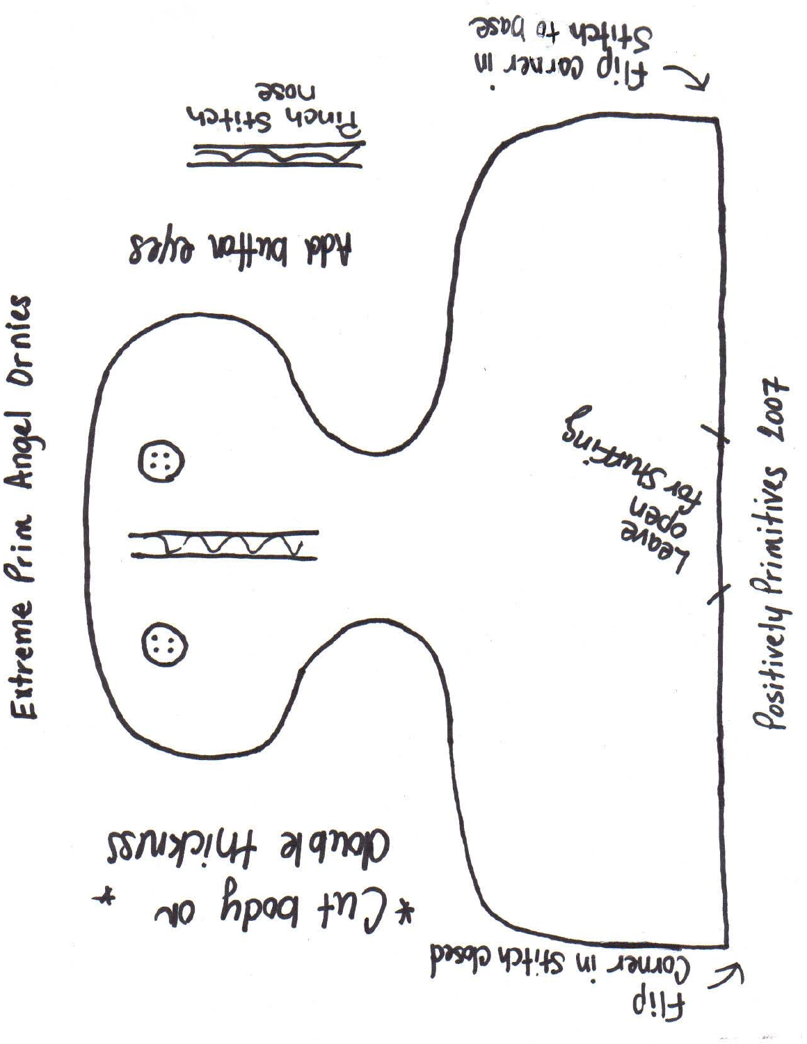# Extreme Prim Angel Ornies

Add button eyes

Pinch stitch nose

Flip corner in. Stitch to base

Leave open for stuffing

* Cut body on double thickness *

Flip corner in stitch closed

Positively Primitives 2007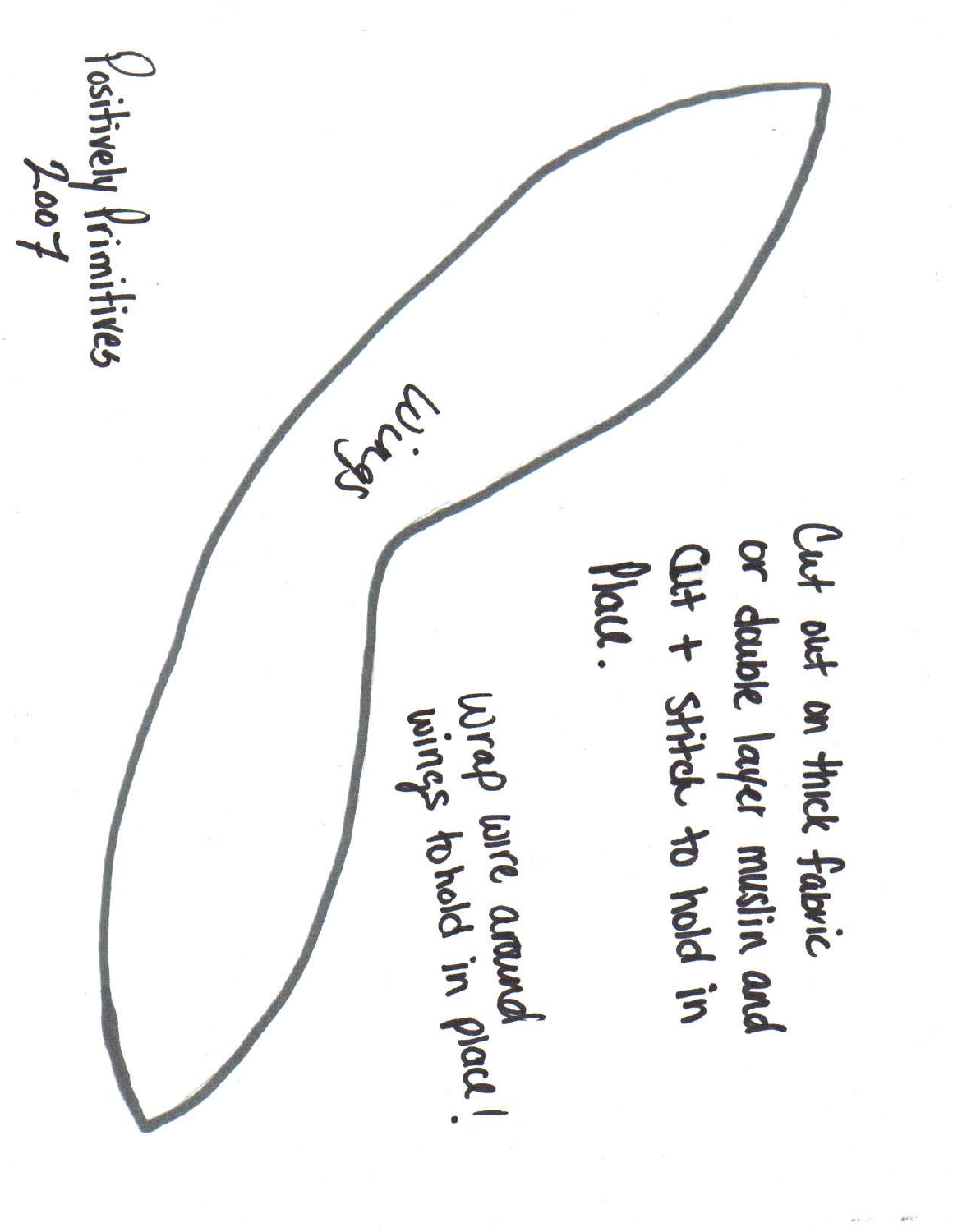Wings

Cut out on thick fabric or double layer muslin and Cut + Stitch to hold in place.

Wrap wire around wings to hold in place!

Positively Primitives 2007